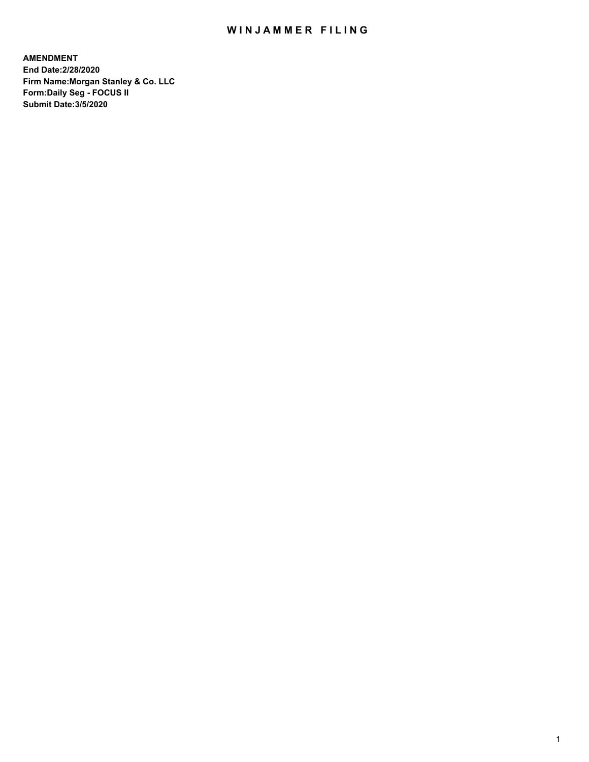# WINJAMMER FILING

**AMENDMENT**
**End Date:2/28/2020**
**Firm Name:Morgan Stanley & Co. LLC**
**Form:Daily Seg - FOCUS II**
**Submit Date:3/5/2020**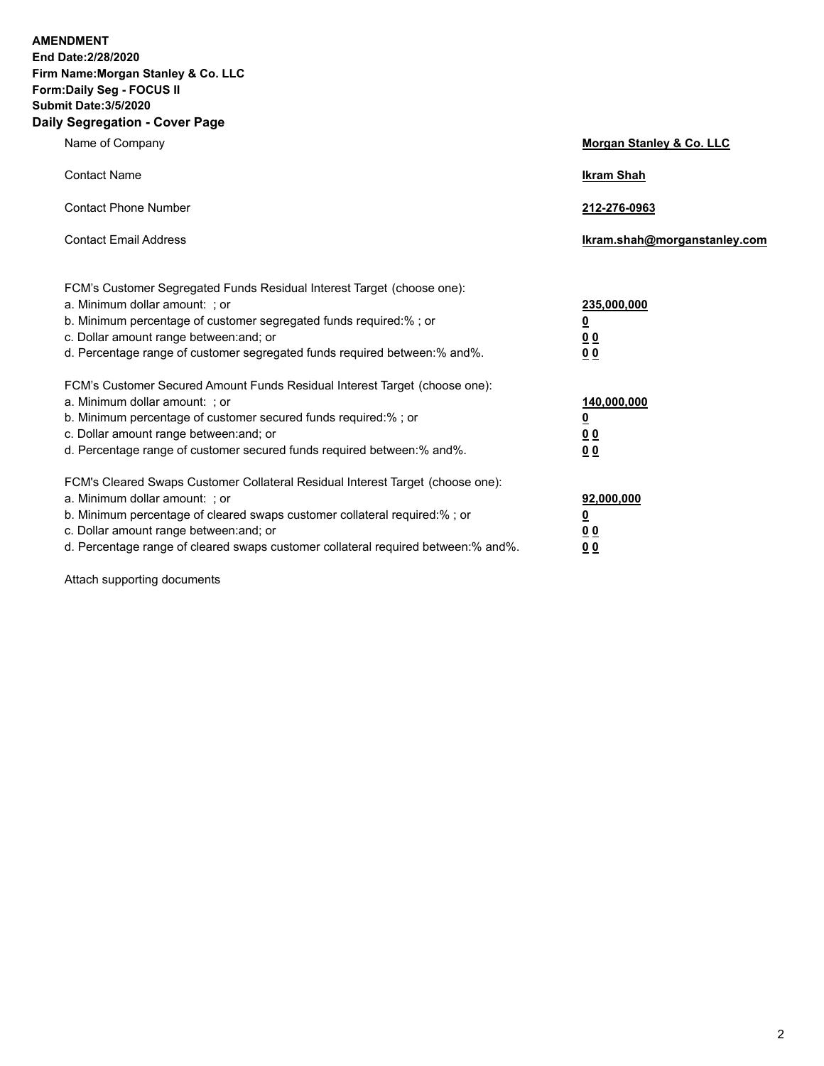**AMENDMENT**
**End Date:2/28/2020**
**Firm Name:Morgan Stanley & Co. LLC**
**Form:Daily Seg - FOCUS II**
**Submit Date:3/5/2020**

## Daily Segregation - Cover Page

| | |
|---|---|
| Name of Company | **Morgan Stanley & Co. LLC** |
| Contact Name | **Ikram Shah** |
| Contact Phone Number | **212-276-0963** |
| Contact Email Address | **Ikram.shah@morganstanley.com** |

| | |
|---|---|
| FCM's Customer Segregated Funds Residual Interest Target (choose one): | |
| a. Minimum dollar amount: ; or | **235,000,000** |
| b. Minimum percentage of customer segregated funds required:% ; or | **0** |
| c. Dollar amount range between:and; or | **0 0** |
| d. Percentage range of customer segregated funds required between:% and%. | **0 0** |
| FCM's Customer Secured Amount Funds Residual Interest Target (choose one): | |
| a. Minimum dollar amount: ; or | **140,000,000** |
| b. Minimum percentage of customer secured funds required:% ; or | **0** |
| c. Dollar amount range between:and; or | **0 0** |
| d. Percentage range of customer secured funds required between:% and%. | **0 0** |
| FCM's Cleared Swaps Customer Collateral Residual Interest Target (choose one): | |
| a. Minimum dollar amount: ; or | **92,000,000** |
| b. Minimum percentage of cleared swaps customer collateral required:% ; or | **0** |
| c. Dollar amount range between:and; or | **0 0** |
| d. Percentage range of cleared swaps customer collateral required between:% and%. | **0 0** |

Attach supporting documents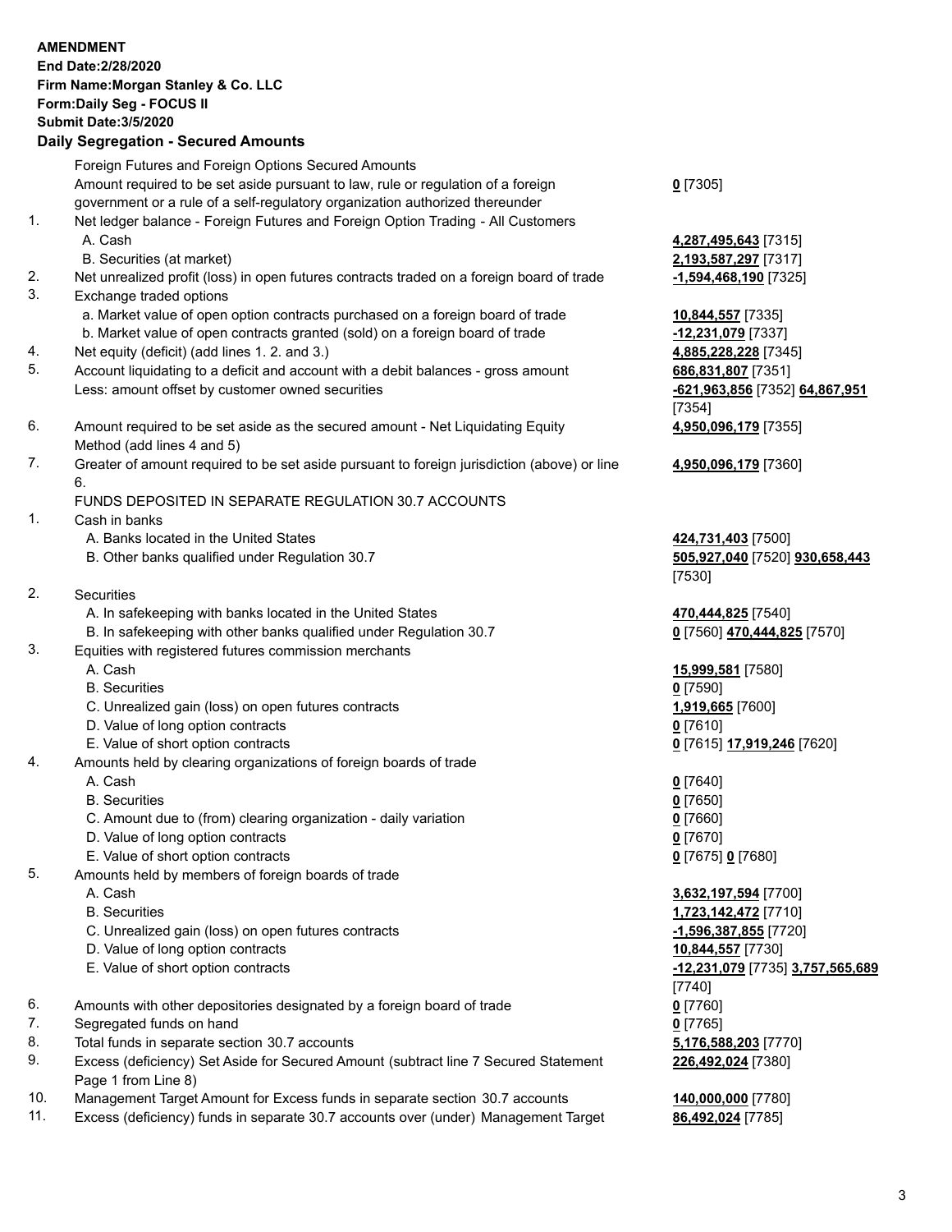**AMENDMENT**
**End Date:2/28/2020**
**Firm Name:Morgan Stanley & Co. LLC**
**Form:Daily Seg - FOCUS II**
**Submit Date:3/5/2020**

## Daily Segregation - Secured Amounts

| | | |
|---|---|---|
| | Foreign Futures and Foreign Options Secured Amounts | |
| | Amount required to be set aside pursuant to law, rule or regulation of a foreign government or a rule of a self-regulatory organization authorized thereunder | **0** [7305] |
| 1. | Net ledger balance - Foreign Futures and Foreign Option Trading - All Customers | |
| | A. Cash | **4,287,495,643** [7315] |
| | B. Securities (at market) | **2,193,587,297** [7317] |
| 2. | Net unrealized profit (loss) in open futures contracts traded on a foreign board of trade | **-1,594,468,190** [7325] |
| 3. | Exchange traded options | |
| | a. Market value of open option contracts purchased on a foreign board of trade | **10,844,557** [7335] |
| | b. Market value of open contracts granted (sold) on a foreign board of trade | **-12,231,079** [7337] |
| 4. | Net equity (deficit) (add lines 1. 2. and 3.) | **4,885,228,228** [7345] |
| 5. | Account liquidating to a deficit and account with a debit balances - gross amount | **686,831,807** [7351] |
| | Less: amount offset by customer owned securities | **-621,963,856** [7352] **64,867,951** [7354] |
| 6. | Amount required to be set aside as the secured amount - Net Liquidating Equity Method (add lines 4 and 5) | **4,950,096,179** [7355] |
| 7. | Greater of amount required to be set aside pursuant to foreign jurisdiction (above) or line 6. | **4,950,096,179** [7360] |
| | FUNDS DEPOSITED IN SEPARATE REGULATION 30.7 ACCOUNTS | |
| 1. | Cash in banks | |
| | A. Banks located in the United States | **424,731,403** [7500] |
| | B. Other banks qualified under Regulation 30.7 | **505,927,040** [7520] **930,658,443** [7530] |
| 2. | Securities | |
| | A. In safekeeping with banks located in the United States | **470,444,825** [7540] |
| | B. In safekeeping with other banks qualified under Regulation 30.7 | **0** [7560] **470,444,825** [7570] |
| 3. | Equities with registered futures commission merchants | |
| | A. Cash | **15,999,581** [7580] |
| | B. Securities | **0** [7590] |
| | C. Unrealized gain (loss) on open futures contracts | **1,919,665** [7600] |
| | D. Value of long option contracts | **0** [7610] |
| | E. Value of short option contracts | **0** [7615] **17,919,246** [7620] |
| 4. | Amounts held by clearing organizations of foreign boards of trade | |
| | A. Cash | **0** [7640] |
| | B. Securities | **0** [7650] |
| | C. Amount due to (from) clearing organization - daily variation | **0** [7660] |
| | D. Value of long option contracts | **0** [7670] |
| | E. Value of short option contracts | **0** [7675] **0** [7680] |
| 5. | Amounts held by members of foreign boards of trade | |
| | A. Cash | **3,632,197,594** [7700] |
| | B. Securities | **1,723,142,472** [7710] |
| | C. Unrealized gain (loss) on open futures contracts | **-1,596,387,855** [7720] |
| | D. Value of long option contracts | **10,844,557** [7730] |
| | E. Value of short option contracts | **-12,231,079** [7735] **3,757,565,689** [7740] |
| 6. | Amounts with other depositories designated by a foreign board of trade | **0** [7760] |
| 7. | Segregated funds on hand | **0** [7765] |
| 8. | Total funds in separate section 30.7 accounts | **5,176,588,203** [7770] |
| 9. | Excess (deficiency) Set Aside for Secured Amount (subtract line 7 Secured Statement Page 1 from Line 8) | **226,492,024** [7380] |
| 10. | Management Target Amount for Excess funds in separate section 30.7 accounts | **140,000,000** [7780] |
| 11. | Excess (deficiency) funds in separate 30.7 accounts over (under) Management Target | **86,492,024** [7785] |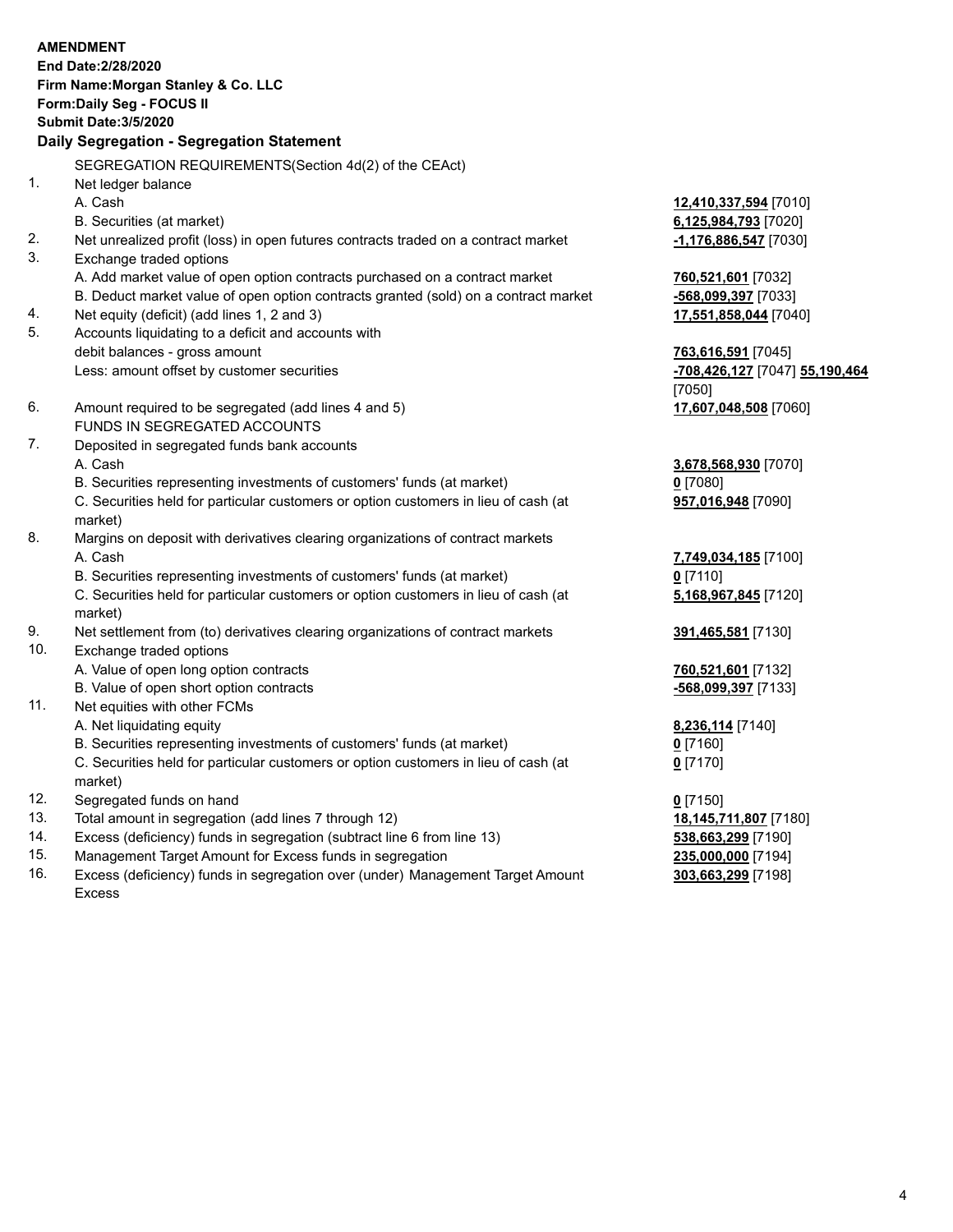**AMENDMENT**
**End Date:2/28/2020**
**Firm Name:Morgan Stanley & Co. LLC**
**Form:Daily Seg - FOCUS II**
**Submit Date:3/5/2020**

## Daily Segregation - Segregation Statement

| | | |
|---|---|---|
| | SEGREGATION REQUIREMENTS(Section 4d(2) of the CEAct) | |
| 1. | Net ledger balance | |
| | A. Cash | **12,410,337,594** [7010] |
| | B. Securities (at market) | **6,125,984,793** [7020] |
| 2. | Net unrealized profit (loss) in open futures contracts traded on a contract market | **-1,176,886,547** [7030] |
| 3. | Exchange traded options | |
| | A. Add market value of open option contracts purchased on a contract market | **760,521,601** [7032] |
| | B. Deduct market value of open option contracts granted (sold) on a contract market | **-568,099,397** [7033] |
| 4. | Net equity (deficit) (add lines 1, 2 and 3) | **17,551,858,044** [7040] |
| 5. | Accounts liquidating to a deficit and accounts with debit balances - gross amount | **763,616,591** [7045] |
| | Less: amount offset by customer securities | **-708,426,127** [7047] **55,190,464** [7050] |
| 6. | Amount required to be segregated (add lines 4 and 5) | **17,607,048,508** [7060] |
| | FUNDS IN SEGREGATED ACCOUNTS | |
| 7. | Deposited in segregated funds bank accounts | |
| | A. Cash | **3,678,568,930** [7070] |
| | B. Securities representing investments of customers' funds (at market) | **0** [7080] |
| | C. Securities held for particular customers or option customers in lieu of cash (at market) | **957,016,948** [7090] |
| 8. | Margins on deposit with derivatives clearing organizations of contract markets | |
| | A. Cash | **7,749,034,185** [7100] |
| | B. Securities representing investments of customers' funds (at market) | **0** [7110] |
| | C. Securities held for particular customers or option customers in lieu of cash (at market) | **5,168,967,845** [7120] |
| 9. | Net settlement from (to) derivatives clearing organizations of contract markets | **391,465,581** [7130] |
| 10. | Exchange traded options | |
| | A. Value of open long option contracts | **760,521,601** [7132] |
| | B. Value of open short option contracts | **-568,099,397** [7133] |
| 11. | Net equities with other FCMs | |
| | A. Net liquidating equity | **8,236,114** [7140] |
| | B. Securities representing investments of customers' funds (at market) | **0** [7160] |
| | C. Securities held for particular customers or option customers in lieu of cash (at market) | **0** [7170] |
| 12. | Segregated funds on hand | **0** [7150] |
| 13. | Total amount in segregation (add lines 7 through 12) | **18,145,711,807** [7180] |
| 14. | Excess (deficiency) funds in segregation (subtract line 6 from line 13) | **538,663,299** [7190] |
| 15. | Management Target Amount for Excess funds in segregation | **235,000,000** [7194] |
| 16. | Excess (deficiency) funds in segregation over (under) Management Target Amount Excess | **303,663,299** [7198] |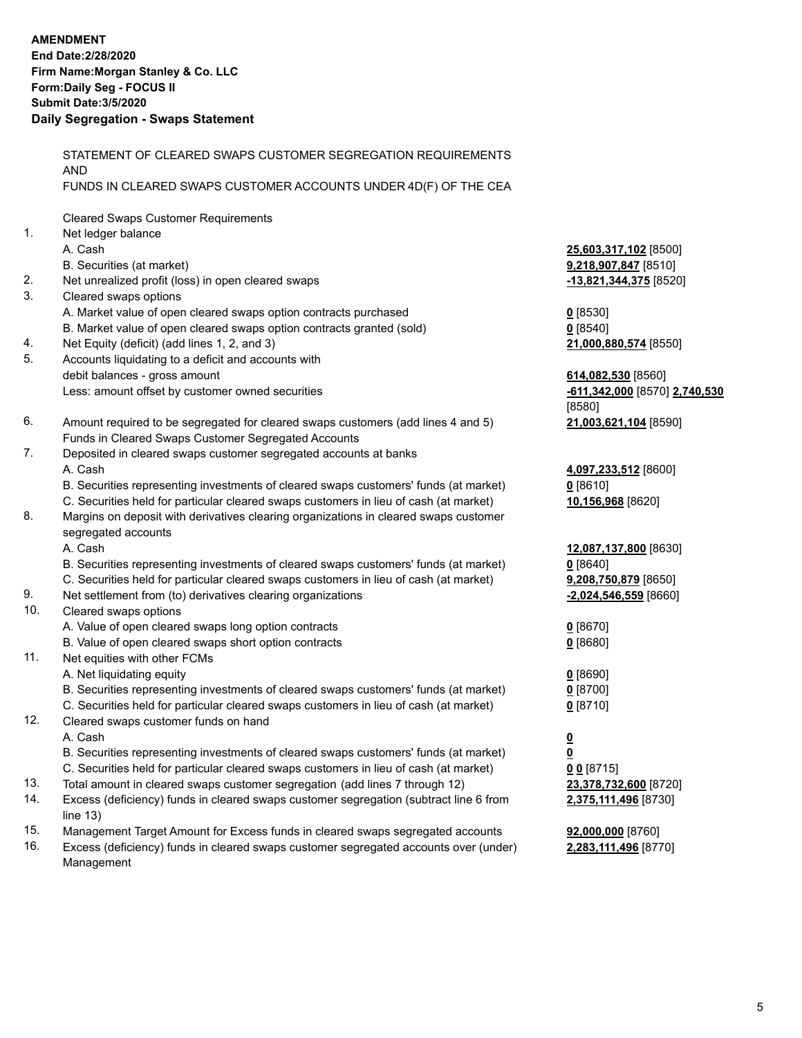**AMENDMENT**
**End Date:2/28/2020**
**Firm Name:Morgan Stanley & Co. LLC**
**Form:Daily Seg - FOCUS II**
**Submit Date:3/5/2020**
**Daily Segregation - Swaps Statement**

STATEMENT OF CLEARED SWAPS CUSTOMER SEGREGATION REQUIREMENTS AND
FUNDS IN CLEARED SWAPS CUSTOMER ACCOUNTS UNDER 4D(F) OF THE CEA

| | | |
|---|---|---|
| | Cleared Swaps Customer Requirements | |
| 1. | Net ledger balance | |
| | A. Cash | **25,603,317,102** [8500] |
| | B. Securities (at market) | **9,218,907,847** [8510] |
| 2. | Net unrealized profit (loss) in open cleared swaps | **-13,821,344,375** [8520] |
| 3. | Cleared swaps options | |
| | A. Market value of open cleared swaps option contracts purchased | **0** [8530] |
| | B. Market value of open cleared swaps option contracts granted (sold) | **0** [8540] |
| 4. | Net Equity (deficit) (add lines 1, 2, and 3) | **21,000,880,574** [8550] |
| 5. | Accounts liquidating to a deficit and accounts with | |
| | debit balances - gross amount | **614,082,530** [8560] |
| | Less: amount offset by customer owned securities | **-611,342,000** [8570] **2,740,530** [8580] |
| 6. | Amount required to be segregated for cleared swaps customers (add lines 4 and 5) | **21,003,621,104** [8590] |
| | Funds in Cleared Swaps Customer Segregated Accounts | |
| 7. | Deposited in cleared swaps customer segregated accounts at banks | |
| | A. Cash | **4,097,233,512** [8600] |
| | B. Securities representing investments of cleared swaps customers' funds (at market) | **0** [8610] |
| | C. Securities held for particular cleared swaps customers in lieu of cash (at market) | **10,156,968** [8620] |
| 8. | Margins on deposit with derivatives clearing organizations in cleared swaps customer segregated accounts | |
| | A. Cash | **12,087,137,800** [8630] |
| | B. Securities representing investments of cleared swaps customers' funds (at market) | **0** [8640] |
| | C. Securities held for particular cleared swaps customers in lieu of cash (at market) | **9,208,750,879** [8650] |
| 9. | Net settlement from (to) derivatives clearing organizations | **-2,024,546,559** [8660] |
| 10. | Cleared swaps options | |
| | A. Value of open cleared swaps long option contracts | **0** [8670] |
| | B. Value of open cleared swaps short option contracts | **0** [8680] |
| 11. | Net equities with other FCMs | |
| | A. Net liquidating equity | **0** [8690] |
| | B. Securities representing investments of cleared swaps customers' funds (at market) | **0** [8700] |
| | C. Securities held for particular cleared swaps customers in lieu of cash (at market) | **0** [8710] |
| 12. | Cleared swaps customer funds on hand | |
| | A. Cash | **0** |
| | B. Securities representing investments of cleared swaps customers' funds (at market) | **0** |
| | C. Securities held for particular cleared swaps customers in lieu of cash (at market) | **0** **0** [8715] |
| 13. | Total amount in cleared swaps customer segregation (add lines 7 through 12) | **23,378,732,600** [8720] |
| 14. | Excess (deficiency) funds in cleared swaps customer segregation (subtract line 6 from line 13) | **2,375,111,496** [8730] |
| 15. | Management Target Amount for Excess funds in cleared swaps segregated accounts | **92,000,000** [8760] |
| 16. | Excess (deficiency) funds in cleared swaps customer segregated accounts over (under) Management | **2,283,111,496** [8770] |